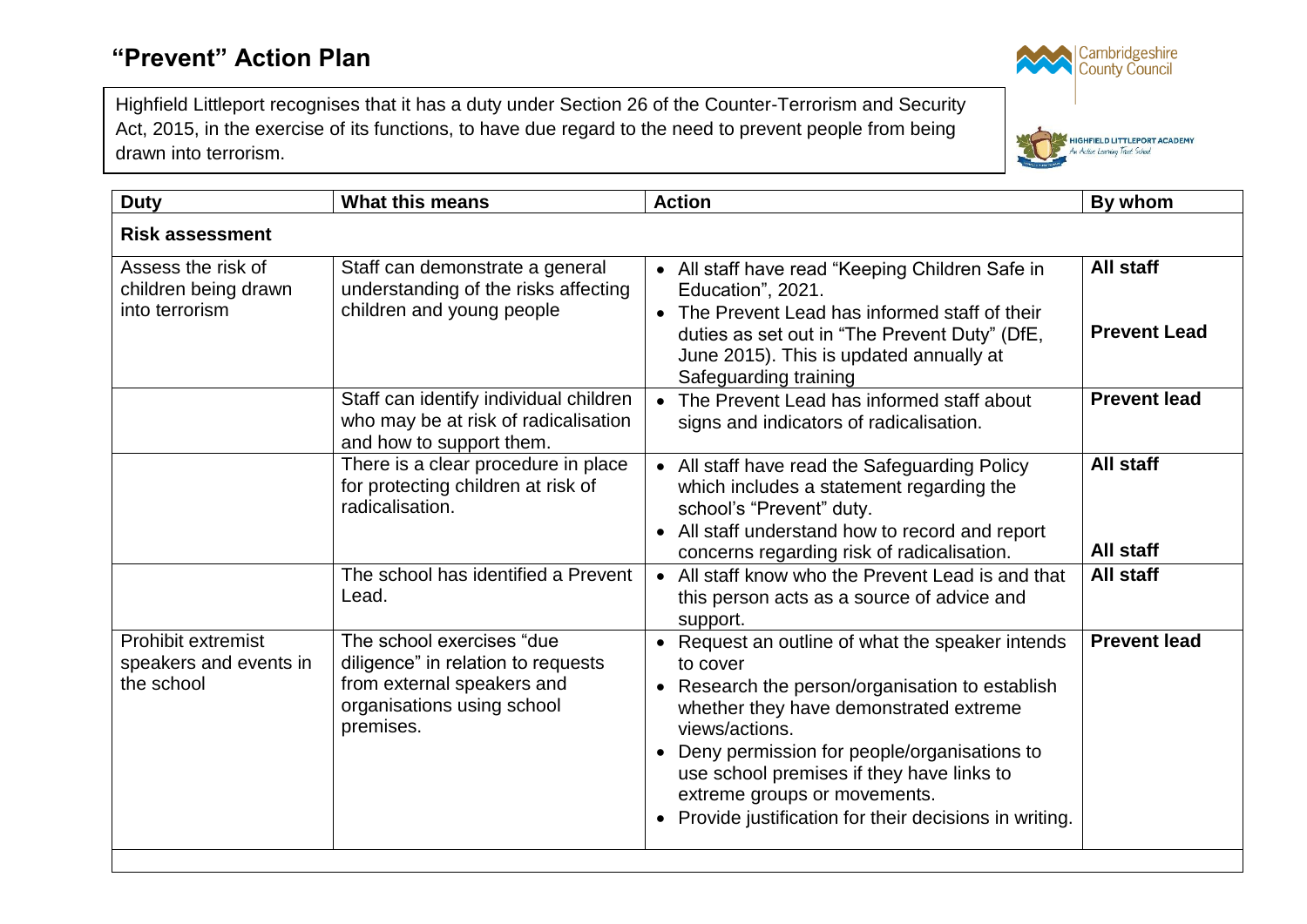# "Prevent" Action Plan

Highfield Littleport recognises that it has a duty under Section 26 of the Counter-Terrorism and Security Act, 2015, in the exercise of its functions, to have due regard to the need to prevent people from being drawn into terrorism.

| Duty | What this means | Action | By whom |
|---|---|---|---|
| **Risk assessment** | | | |
| Assess the risk of children being drawn into terrorism | Staff can demonstrate a general understanding of the risks affecting children and young people | • All staff have read "Keeping Children Safe in Education", 2021.<br>• The Prevent Lead has informed staff of their duties as set out in "The Prevent Duty" (DfE, June 2015). This is updated annually at Safeguarding training | **All staff**<br><br>**Prevent Lead** |
| | Staff can identify individual children who may be at risk of radicalisation and how to support them. | • The Prevent Lead has informed staff about signs and indicators of radicalisation. | **Prevent lead** |
| | There is a clear procedure in place for protecting children at risk of radicalisation. | • All staff have read the Safeguarding Policy which includes a statement regarding the school's "Prevent" duty.<br>• All staff understand how to record and report concerns regarding risk of radicalisation. | **All staff**<br><br>**All staff** |
| | The school has identified a Prevent Lead. | • All staff know who the Prevent Lead is and that this person acts as a source of advice and support. | **All staff** |
| Prohibit extremist speakers and events in the school | The school exercises "due diligence" in relation to requests from external speakers and organisations using school premises. | • Request an outline of what the speaker intends to cover<br>• Research the person/organisation to establish whether they have demonstrated extreme views/actions.<br>• Deny permission for people/organisations to use school premises if they have links to extreme groups or movements.<br>• Provide justification for their decisions in writing. | **Prevent lead** |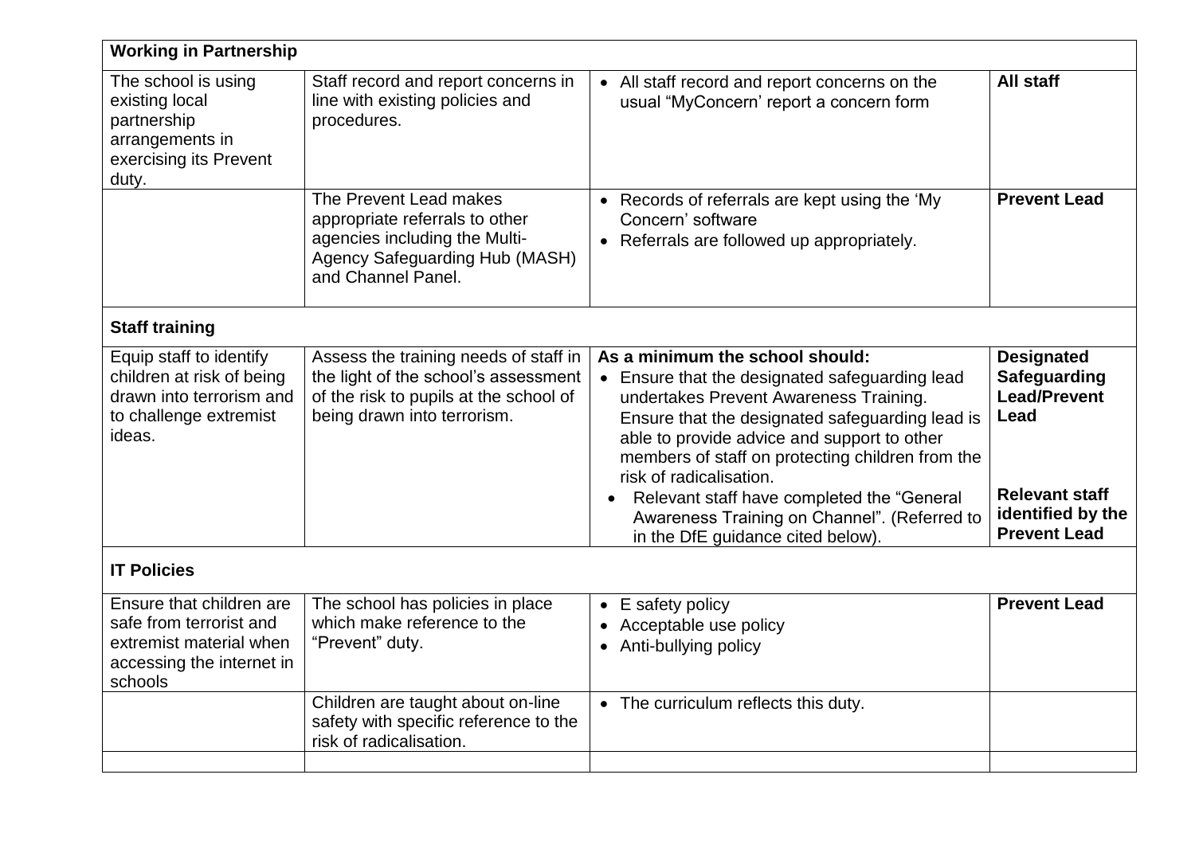| | | | |
|---|---|---|---|
| **Working in Partnership** | | | |
| The school is using existing local partnership arrangements in exercising its Prevent duty. | Staff record and report concerns in line with existing policies and procedures. | • All staff record and report concerns on the usual "MyConcern' report a concern form | **All staff** |
| | The Prevent Lead makes appropriate referrals to other agencies including the Multi-Agency Safeguarding Hub (MASH) and Channel Panel. | • Records of referrals are kept using the 'My Concern' software<br>• Referrals are followed up appropriately. | **Prevent Lead** |
| **Staff training** | | | |
| Equip staff to identify children at risk of being drawn into terrorism and to challenge extremist ideas. | Assess the training needs of staff in the light of the school's assessment of the risk to pupils at the school of being drawn into terrorism. | **As a minimum the school should:**<br>• Ensure that the designated safeguarding lead undertakes Prevent Awareness Training. Ensure that the designated safeguarding lead is able to provide advice and support to other members of staff on protecting children from the risk of radicalisation.<br>• Relevant staff have completed the "General Awareness Training on Channel". (Referred to in the DfE guidance cited below). | **Designated Safeguarding Lead/Prevent Lead**<br><br>**Relevant staff identified by the Prevent Lead** |
| **IT Policies** | | | |
| Ensure that children are safe from terrorist and extremist material when accessing the internet in schools | The school has policies in place which make reference to the "Prevent" duty. | • E safety policy<br>• Acceptable use policy<br>• Anti-bullying policy | **Prevent Lead** |
| | Children are taught about on-line safety with specific reference to the risk of radicalisation. | • The curriculum reflects this duty. | |
| | | | |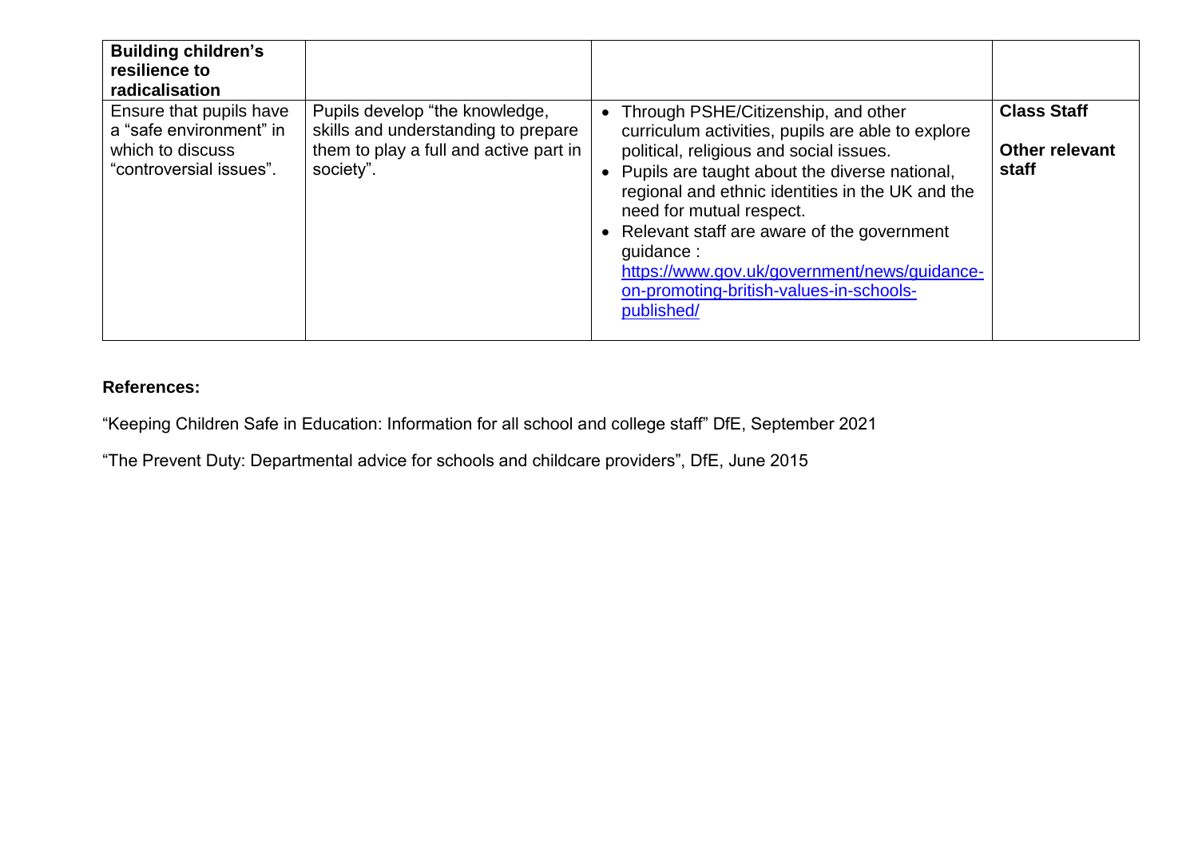| | | | |
|---|---|---|---|
| **Building children's resilience to radicalisation** | | | |
| Ensure that pupils have a "safe environment" in which to discuss "controversial issues". | Pupils develop "the knowledge, skills and understanding to prepare them to play a full and active part in society". | • Through PSHE/Citizenship, and other curriculum activities, pupils are able to explore political, religious and social issues.<br>• Pupils are taught about the diverse national, regional and ethnic identities in the UK and the need for mutual respect.<br>• Relevant staff are aware of the government guidance : [https://www.gov.uk/government/news/guidance-on-promoting-british-values-in-schools-published/](https://www.gov.uk/government/news/guidance-on-promoting-british-values-in-schools-published/) | **Class Staff**<br><br>**Other relevant staff** |

**References:**

"Keeping Children Safe in Education: Information for all school and college staff" DfE, September 2021

"The Prevent Duty: Departmental advice for schools and childcare providers", DfE, June 2015